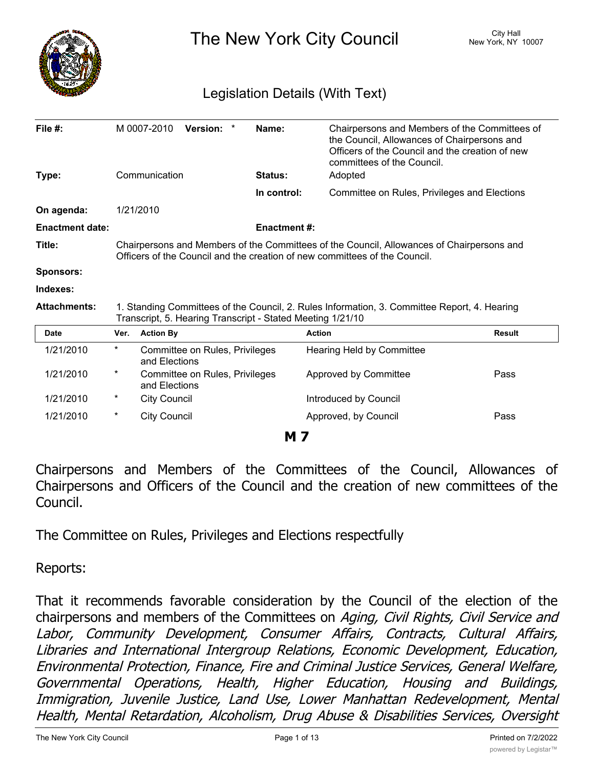# The New York City Council

City Hall
New York, NY 10007

## Legislation Details (With Text)

| | | | |
|---|---|---|---|
| **File #:** | M 0007-2010 **Version:** * | **Name:** | Chairpersons and Members of the Committees of the Council, Allowances of Chairpersons and Officers of the Council and the creation of new committees of the Council. |
| **Type:** | Communication | **Status:** | Adopted |
| | | **In control:** | Committee on Rules, Privileges and Elections |
| **On agenda:** | 1/21/2010 | | |
| **Enactment date:** | | **Enactment #:** | |
| **Title:** | Chairpersons and Members of the Committees of the Council, Allowances of Chairpersons and Officers of the Council and the creation of new committees of the Council. | | |
| **Sponsors:** | | | |
| **Indexes:** | | | |
| **Attachments:** | 1. Standing Committees of the Council, 2. Rules Information, 3. Committee Report, 4. Hearing Transcript, 5. Hearing Transcript - Stated Meeting 1/21/10 | | |

| Date | Ver. | Action By | Action | Result |
|---|---|---|---|---|
| 1/21/2010 | * | Committee on Rules, Privileges and Elections | Hearing Held by Committee | |
| 1/21/2010 | * | Committee on Rules, Privileges and Elections | Approved by Committee | Pass |
| 1/21/2010 | * | City Council | Introduced by Council | |
| 1/21/2010 | * | City Council | Approved, by Council | Pass |

**M 7**

Chairpersons and Members of the Committees of the Council, Allowances of Chairpersons and Officers of the Council and the creation of new committees of the Council.

The Committee on Rules, Privileges and Elections respectfully

Reports:

That it recommends favorable consideration by the Council of the election of the chairpersons and members of the Committees on *Aging, Civil Rights, Civil Service and Labor, Community Development, Consumer Affairs, Contracts, Cultural Affairs, Libraries and International Intergroup Relations, Economic Development, Education, Environmental Protection, Finance, Fire and Criminal Justice Services, General Welfare, Governmental Operations, Health, Higher Education, Housing and Buildings, Immigration, Juvenile Justice, Land Use, Lower Manhattan Redevelopment, Mental Health, Mental Retardation, Alcoholism, Drug Abuse & Disabilities Services, Oversight*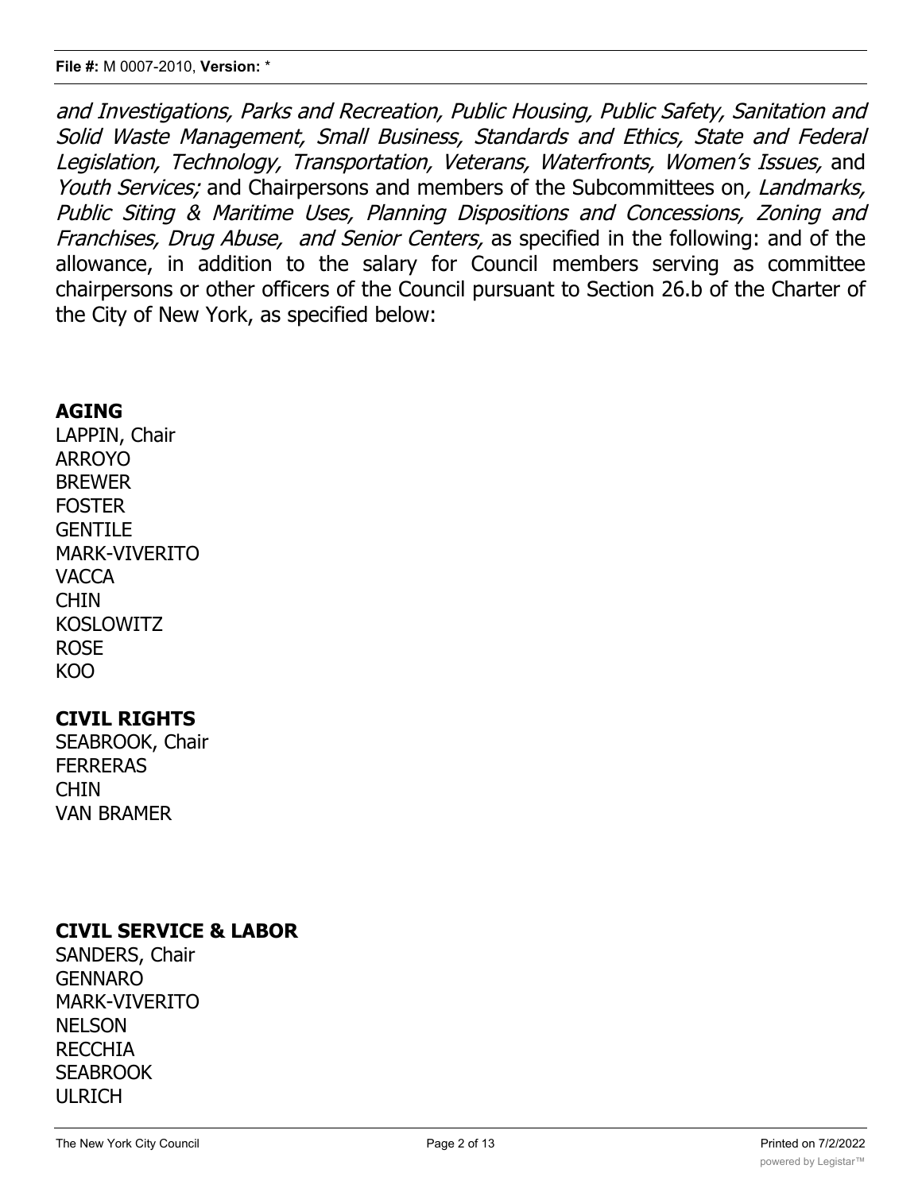*and Investigations, Parks and Recreation, Public Housing, Public Safety, Sanitation and Solid Waste Management, Small Business, Standards and Ethics, State and Federal Legislation, Technology, Transportation, Veterans, Waterfronts, Women's Issues,* and *Youth Services;* and Chairpersons and members of the Subcommittees on*, Landmarks, Public Siting & Maritime Uses, Planning Dispositions and Concessions, Zoning and Franchises, Drug Abuse, and Senior Centers,* as specified in the following: and of the allowance, in addition to the salary for Council members serving as committee chairpersons or other officers of the Council pursuant to Section 26.b of the Charter of the City of New York, as specified below:

**AGING**

LAPPIN, Chair
ARROYO
BREWER
FOSTER
GENTILE
MARK-VIVERITO
VACCA
CHIN
KOSLOWITZ
ROSE
KOO

**CIVIL RIGHTS**

SEABROOK, Chair
FERRERAS
CHIN
VAN BRAMER

**CIVIL SERVICE & LABOR**

SANDERS, Chair
GENNARO
MARK-VIVERITO
NELSON
RECCHIA
SEABROOK
ULRICH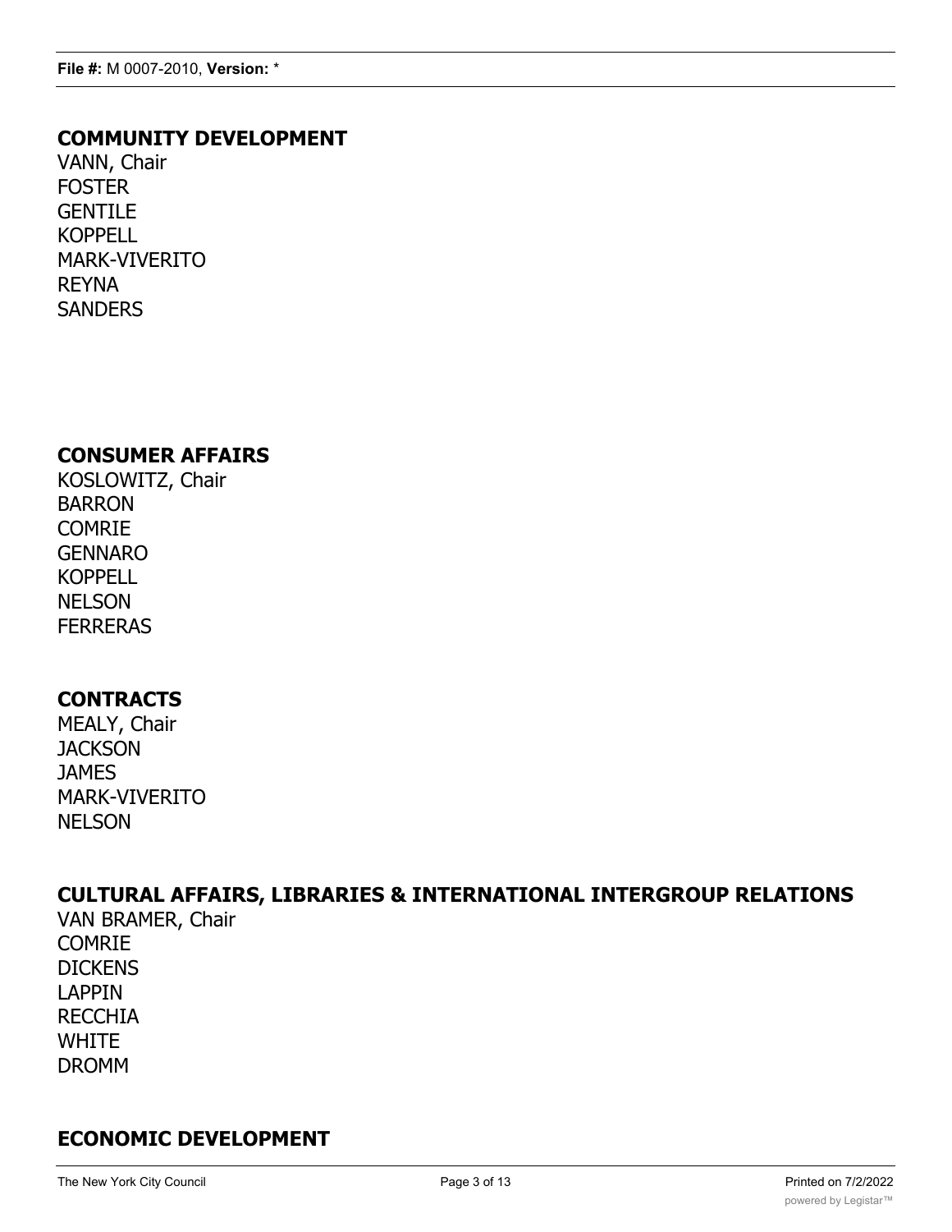## COMMUNITY DEVELOPMENT

VANN, Chair
FOSTER
GENTILE
KOPPELL
MARK-VIVERITO
REYNA
SANDERS

## CONSUMER AFFAIRS

KOSLOWITZ, Chair
BARRON
COMRIE
GENNARO
KOPPELL
NELSON
FERRERAS

## CONTRACTS

MEALY, Chair
JACKSON
JAMES
MARK-VIVERITO
NELSON

## CULTURAL AFFAIRS, LIBRARIES & INTERNATIONAL INTERGROUP RELATIONS

VAN BRAMER, Chair
COMRIE
DICKENS
LAPPIN
RECCHIA
WHITE
DROMM

## ECONOMIC DEVELOPMENT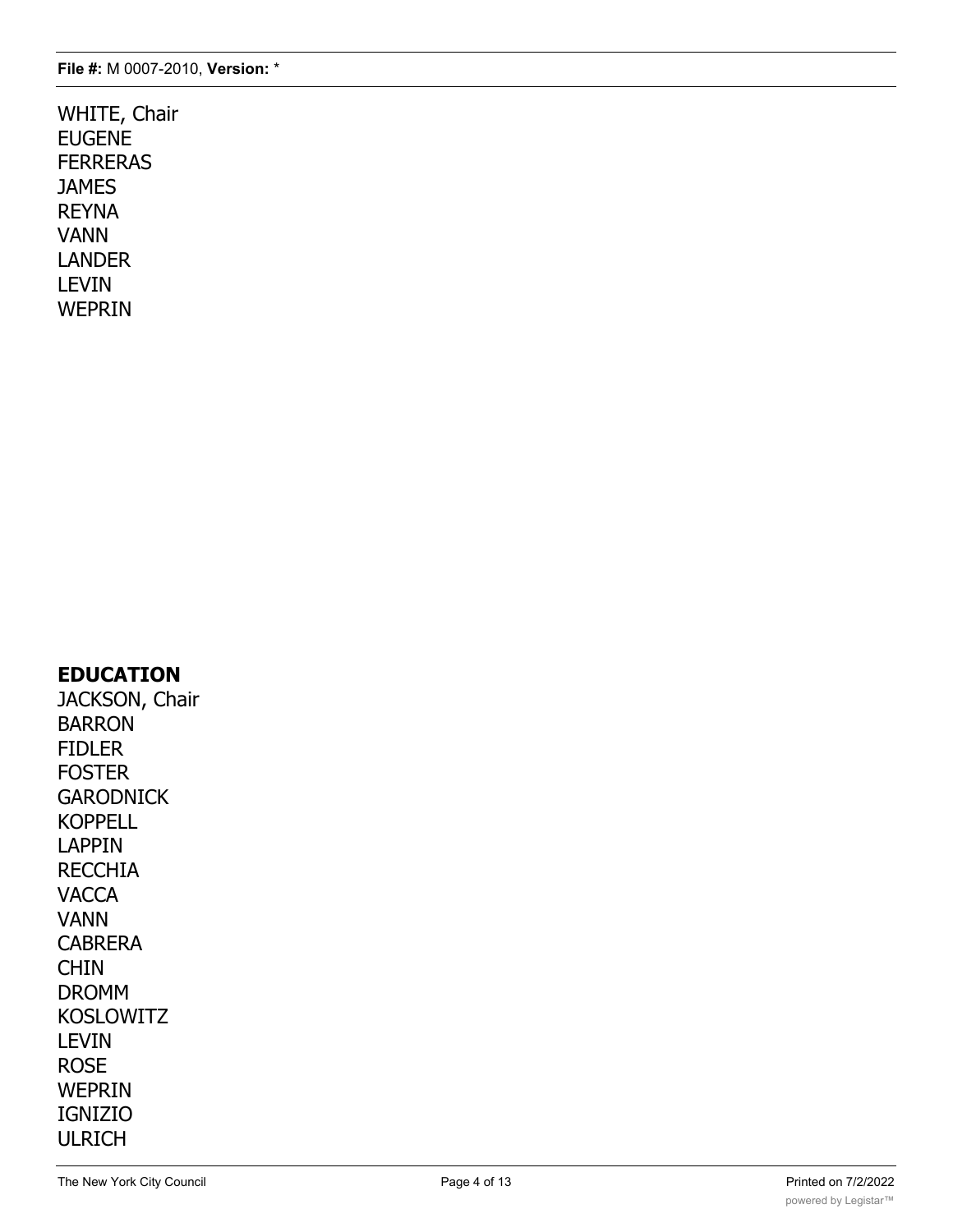WHITE, Chair
EUGENE
FERRERAS
JAMES
REYNA
VANN
LANDER
LEVIN
WEPRIN

**EDUCATION**
JACKSON, Chair
BARRON
FIDLER
FOSTER
GARODNICK
KOPPELL
LAPPIN
RECCHIA
VACCA
VANN
CABRERA
CHIN
DROMM
KOSLOWITZ
LEVIN
ROSE
WEPRIN
IGNIZIO
ULRICH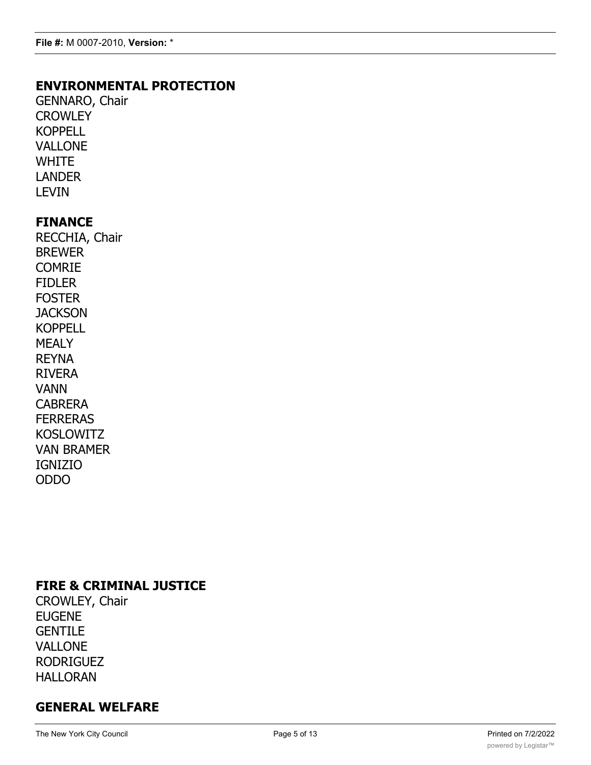## ENVIRONMENTAL PROTECTION

GENNARO, Chair
CROWLEY
KOPPELL
VALLONE
WHITE
LANDER
LEVIN

## FINANCE

RECCHIA, Chair
BREWER
COMRIE
FIDLER
FOSTER
JACKSON
KOPPELL
MEALY
REYNA
RIVERA
VANN
CABRERA
FERRERAS
KOSLOWITZ
VAN BRAMER
IGNIZIO
ODDO

## FIRE & CRIMINAL JUSTICE

CROWLEY, Chair
EUGENE
GENTILE
VALLONE
RODRIGUEZ
HALLORAN

## GENERAL WELFARE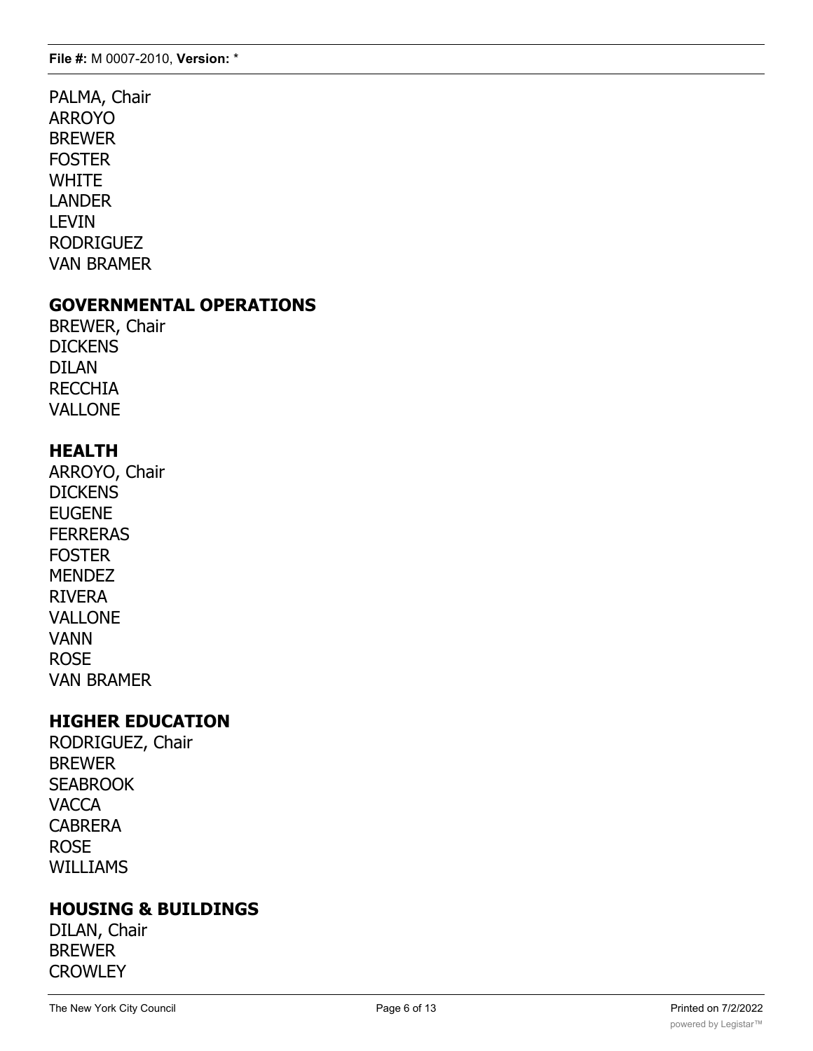PALMA, Chair
ARROYO
BREWER
FOSTER
WHITE
LANDER
LEVIN
RODRIGUEZ
VAN BRAMER

**GOVERNMENTAL OPERATIONS**
BREWER, Chair
DICKENS
DILAN
RECCHIA
VALLONE

**HEALTH**
ARROYO, Chair
DICKENS
EUGENE
FERRERAS
FOSTER
MENDEZ
RIVERA
VALLONE
VANN
ROSE
VAN BRAMER

**HIGHER EDUCATION**
RODRIGUEZ, Chair
BREWER
SEABROOK
VACCA
CABRERA
ROSE
WILLIAMS

**HOUSING & BUILDINGS**
DILAN, Chair
BREWER
CROWLEY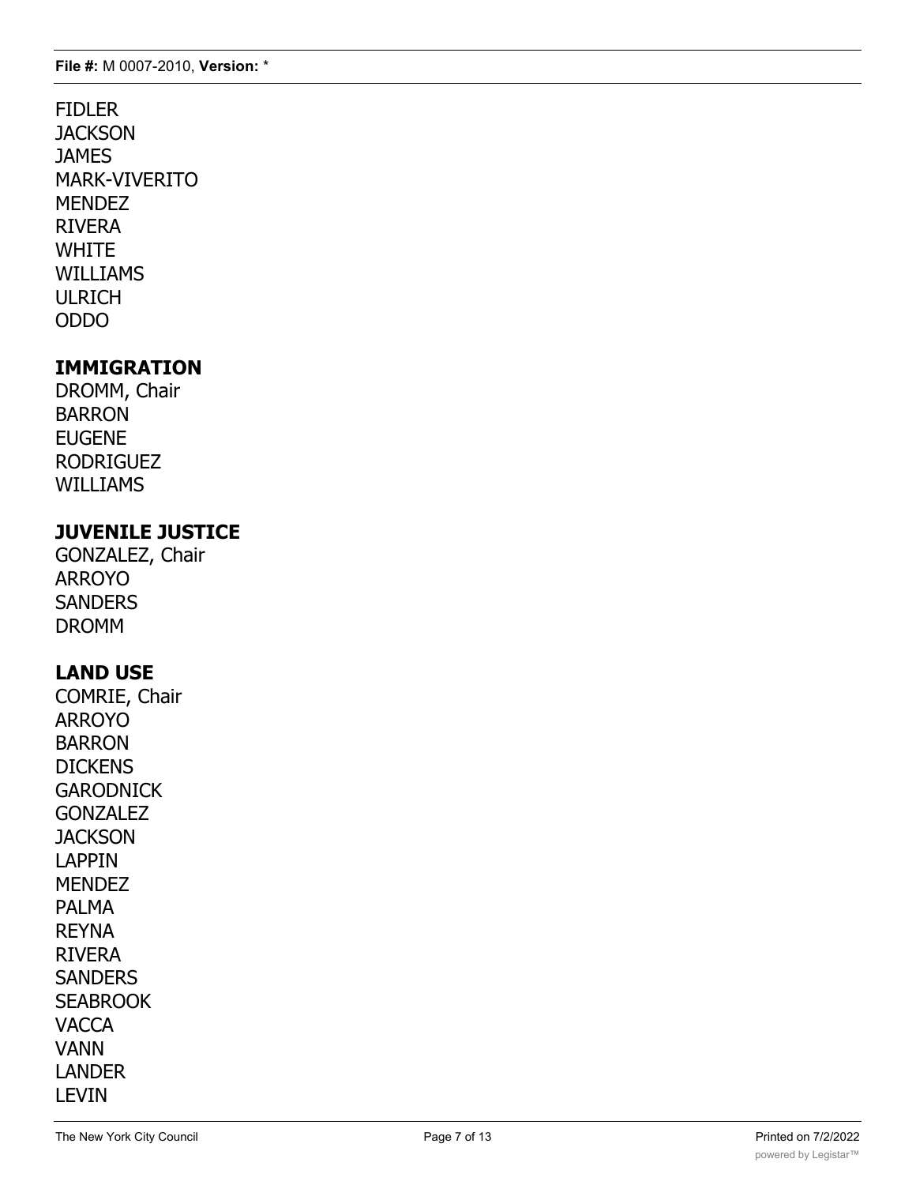FIDLER
JACKSON
JAMES
MARK-VIVERITO
MENDEZ
RIVERA
WHITE
WILLIAMS
ULRICH
ODDO

## IMMIGRATION

DROMM, Chair
BARRON
EUGENE
RODRIGUEZ
WILLIAMS

## JUVENILE JUSTICE

GONZALEZ, Chair
ARROYO
SANDERS
DROMM

## LAND USE

COMRIE, Chair
ARROYO
BARRON
DICKENS
GARODNICK
GONZALEZ
JACKSON
LAPPIN
MENDEZ
PALMA
REYNA
RIVERA
SANDERS
SEABROOK
VACCA
VANN
LANDER
LEVIN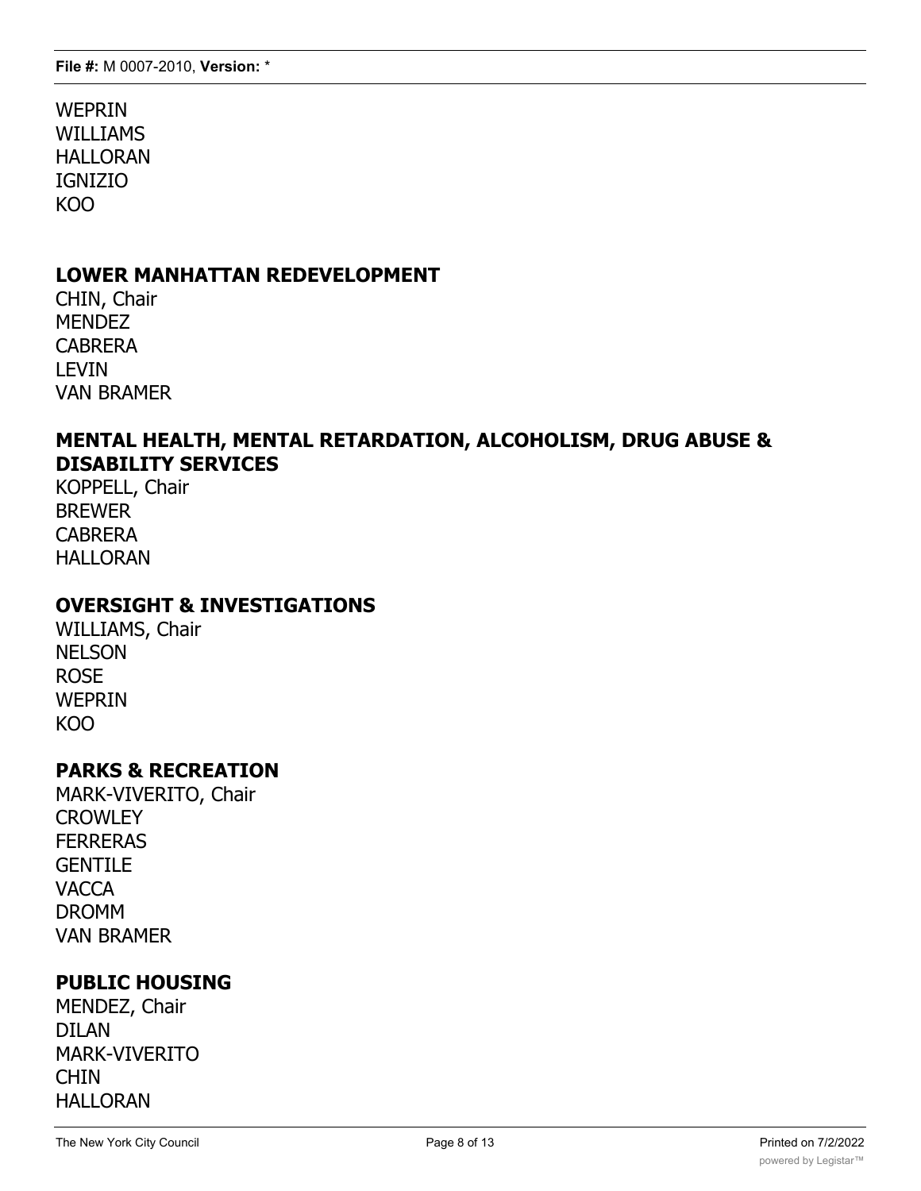WEPRIN
WILLIAMS
HALLORAN
IGNIZIO
KOO

**LOWER MANHATTAN REDEVELOPMENT**

CHIN, Chair
MENDEZ
CABRERA
LEVIN
VAN BRAMER

**MENTAL HEALTH, MENTAL RETARDATION, ALCOHOLISM, DRUG ABUSE & DISABILITY SERVICES**

KOPPELL, Chair
BREWER
CABRERA
HALLORAN

**OVERSIGHT & INVESTIGATIONS**

WILLIAMS, Chair
NELSON
ROSE
WEPRIN
KOO

**PARKS & RECREATION**

MARK-VIVERITO, Chair
CROWLEY
FERRERAS
GENTILE
VACCA
DROMM
VAN BRAMER

**PUBLIC HOUSING**

MENDEZ, Chair
DILAN
MARK-VIVERITO
CHIN
HALLORAN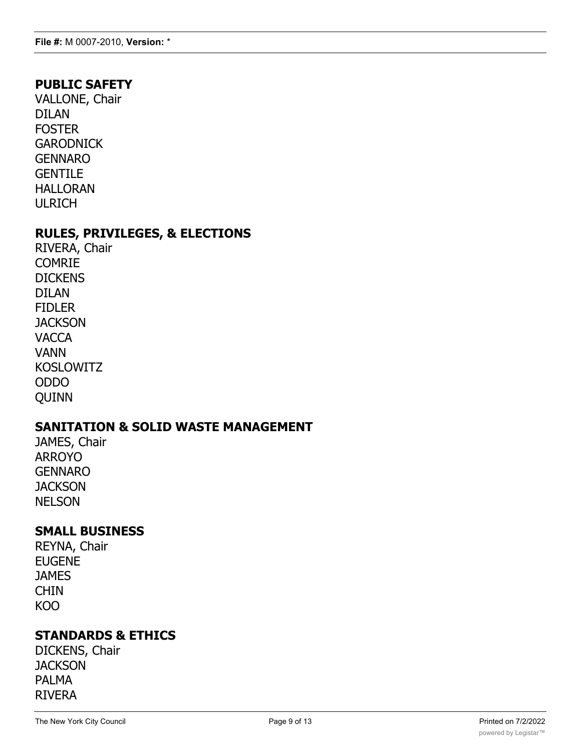**PUBLIC SAFETY**
VALLONE, Chair
DILAN
FOSTER
GARODNICK
GENNARO
GENTILE
HALLORAN
ULRICH

**RULES, PRIVILEGES, & ELECTIONS**
RIVERA, Chair
COMRIE
DICKENS
DILAN
FIDLER
JACKSON
VACCA
VANN
KOSLOWITZ
ODDO
QUINN

**SANITATION & SOLID WASTE MANAGEMENT**
JAMES, Chair
ARROYO
GENNARO
JACKSON
NELSON

**SMALL BUSINESS**
REYNA, Chair
EUGENE
JAMES
CHIN
KOO

**STANDARDS & ETHICS**
DICKENS, Chair
JACKSON
PALMA
RIVERA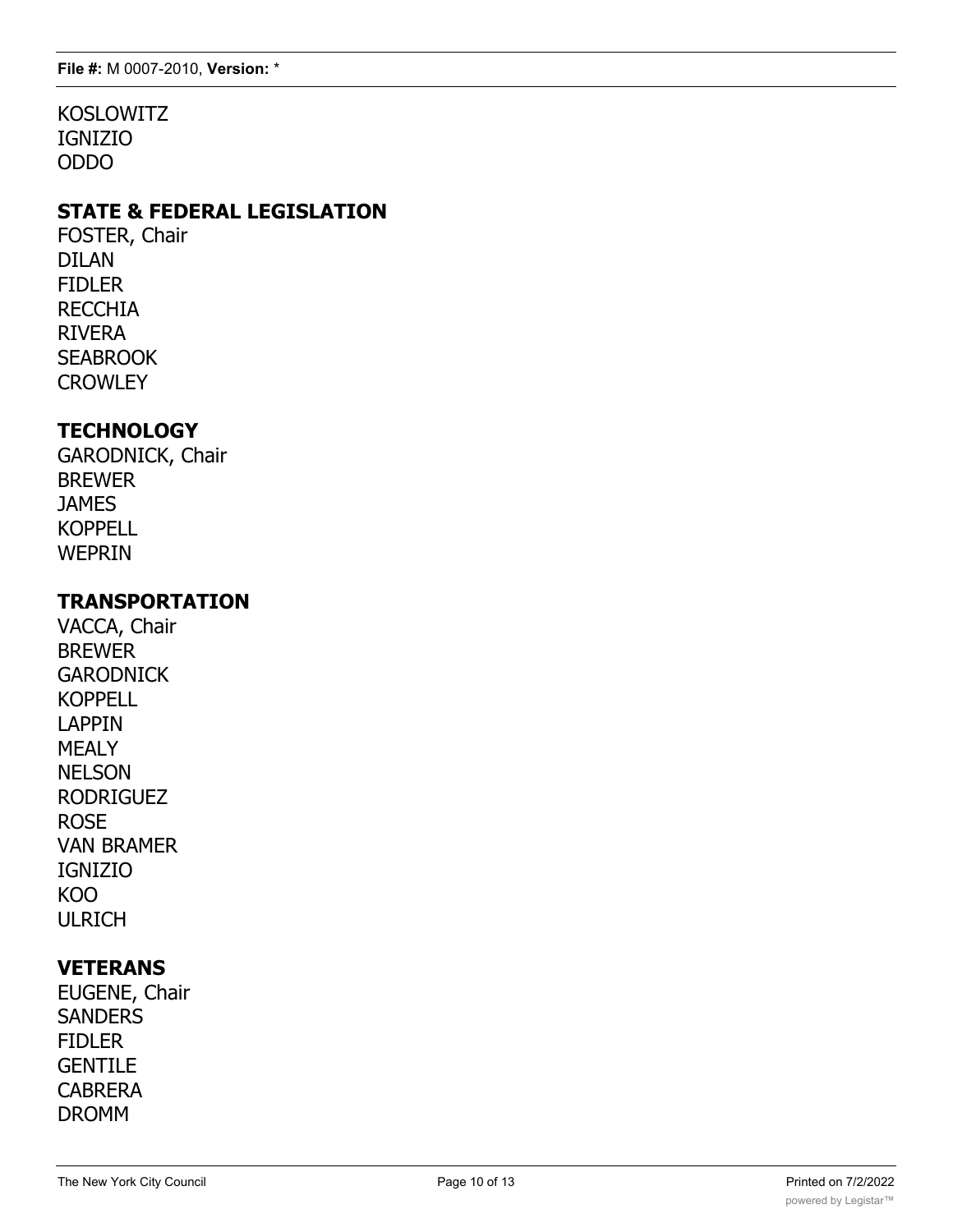KOSLOWITZ
IGNIZIO
ODDO

## STATE & FEDERAL LEGISLATION

FOSTER, Chair
DILAN
FIDLER
RECCHIA
RIVERA
SEABROOK
CROWLEY

## TECHNOLOGY

GARODNICK, Chair
BREWER
JAMES
KOPPELL
WEPRIN

## TRANSPORTATION

VACCA, Chair
BREWER
GARODNICK
KOPPELL
LAPPIN
MEALY
NELSON
RODRIGUEZ
ROSE
VAN BRAMER
IGNIZIO
KOO
ULRICH

## VETERANS

EUGENE, Chair
SANDERS
FIDLER
GENTILE
CABRERA
DROMM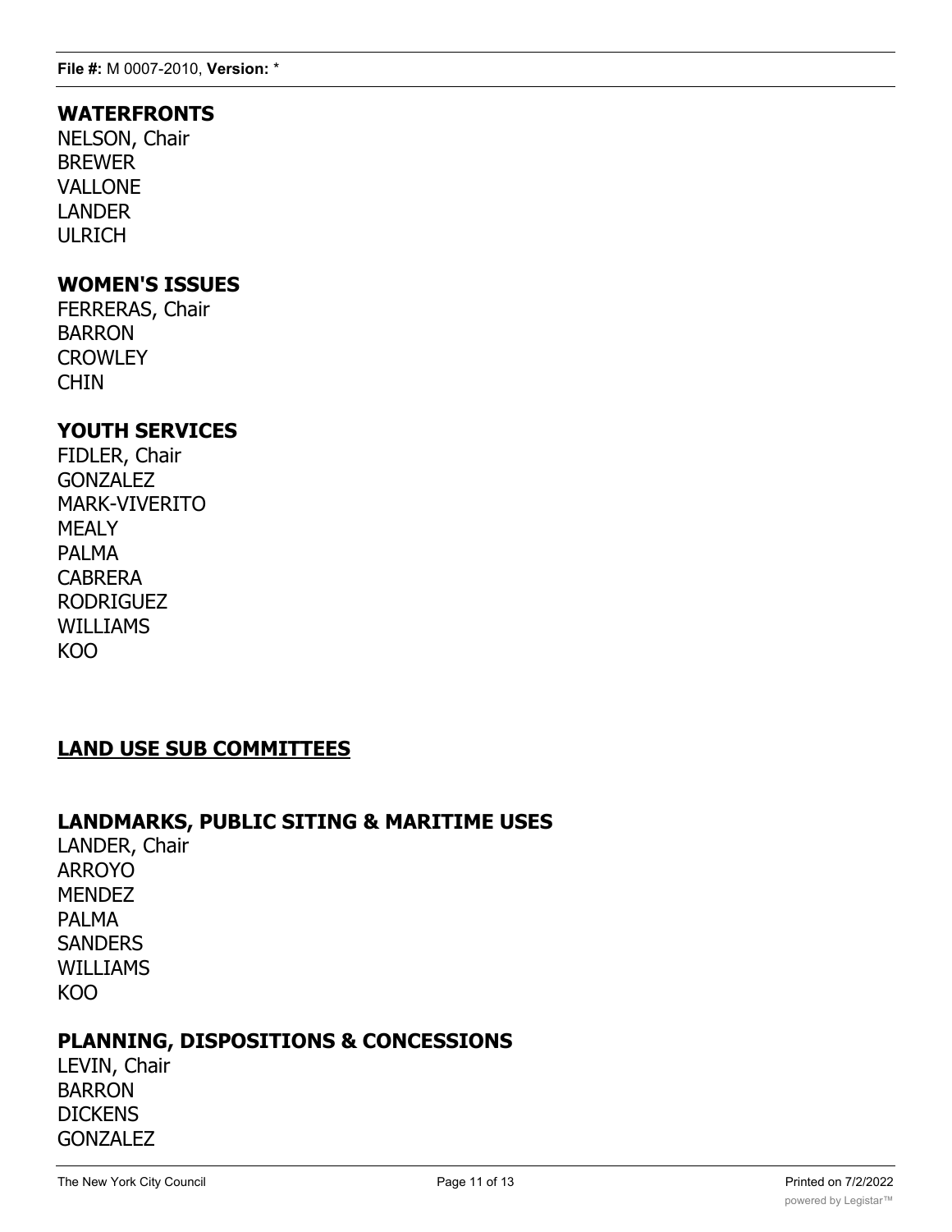## WATERFRONTS

NELSON, Chair
BREWER
VALLONE
LANDER
ULRICH

## WOMEN'S ISSUES

FERRERAS, Chair
BARRON
CROWLEY
CHIN

## YOUTH SERVICES

FIDLER, Chair
GONZALEZ
MARK-VIVERITO
MEALY
PALMA
CABRERA
RODRIGUEZ
WILLIAMS
KOO

## LAND USE SUB COMMITTEES

## LANDMARKS, PUBLIC SITING & MARITIME USES

LANDER, Chair
ARROYO
MENDEZ
PALMA
SANDERS
WILLIAMS
KOO

## PLANNING, DISPOSITIONS & CONCESSIONS

LEVIN, Chair
BARRON
DICKENS
GONZALEZ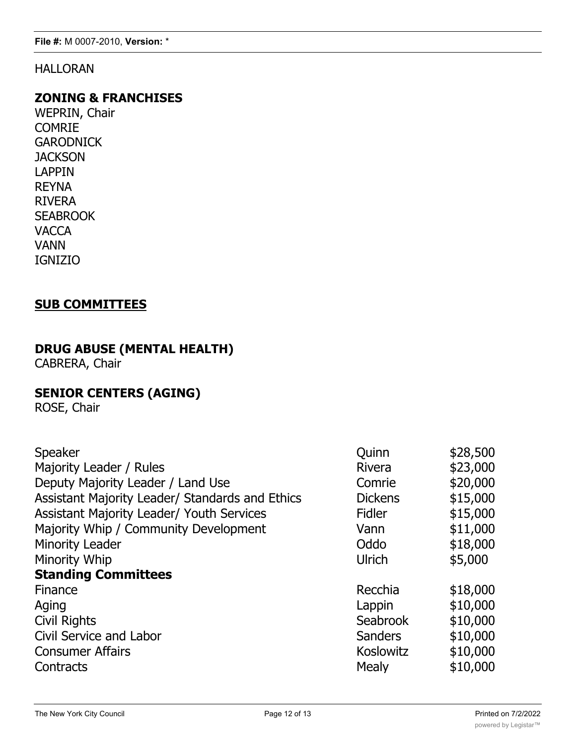HALLORAN

**ZONING & FRANCHISES**
WEPRIN, Chair
COMRIE
GARODNICK
JACKSON
LAPPIN
REYNA
RIVERA
SEABROOK
VACCA
VANN
IGNIZIO

## SUB COMMITTEES

**DRUG ABUSE (MENTAL HEALTH)**
CABRERA, Chair

**SENIOR CENTERS (AGING)**
ROSE, Chair

| | | |
|---|---|---|
| Speaker | Quinn | $28,500 |
| Majority Leader / Rules | Rivera | $23,000 |
| Deputy Majority Leader / Land Use | Comrie | $20,000 |
| Assistant Majority Leader/ Standards and Ethics | Dickens | $15,000 |
| Assistant Majority Leader/ Youth Services | Fidler | $15,000 |
| Majority Whip / Community Development | Vann | $11,000 |
| Minority Leader | Oddo | $18,000 |
| Minority Whip | Ulrich | $5,000 |
| **Standing Committees** | | |
| Finance | Recchia | $18,000 |
| Aging | Lappin | $10,000 |
| Civil Rights | Seabrook | $10,000 |
| Civil Service and Labor | Sanders | $10,000 |
| Consumer Affairs | Koslowitz | $10,000 |
| Contracts | Mealy | $10,000 |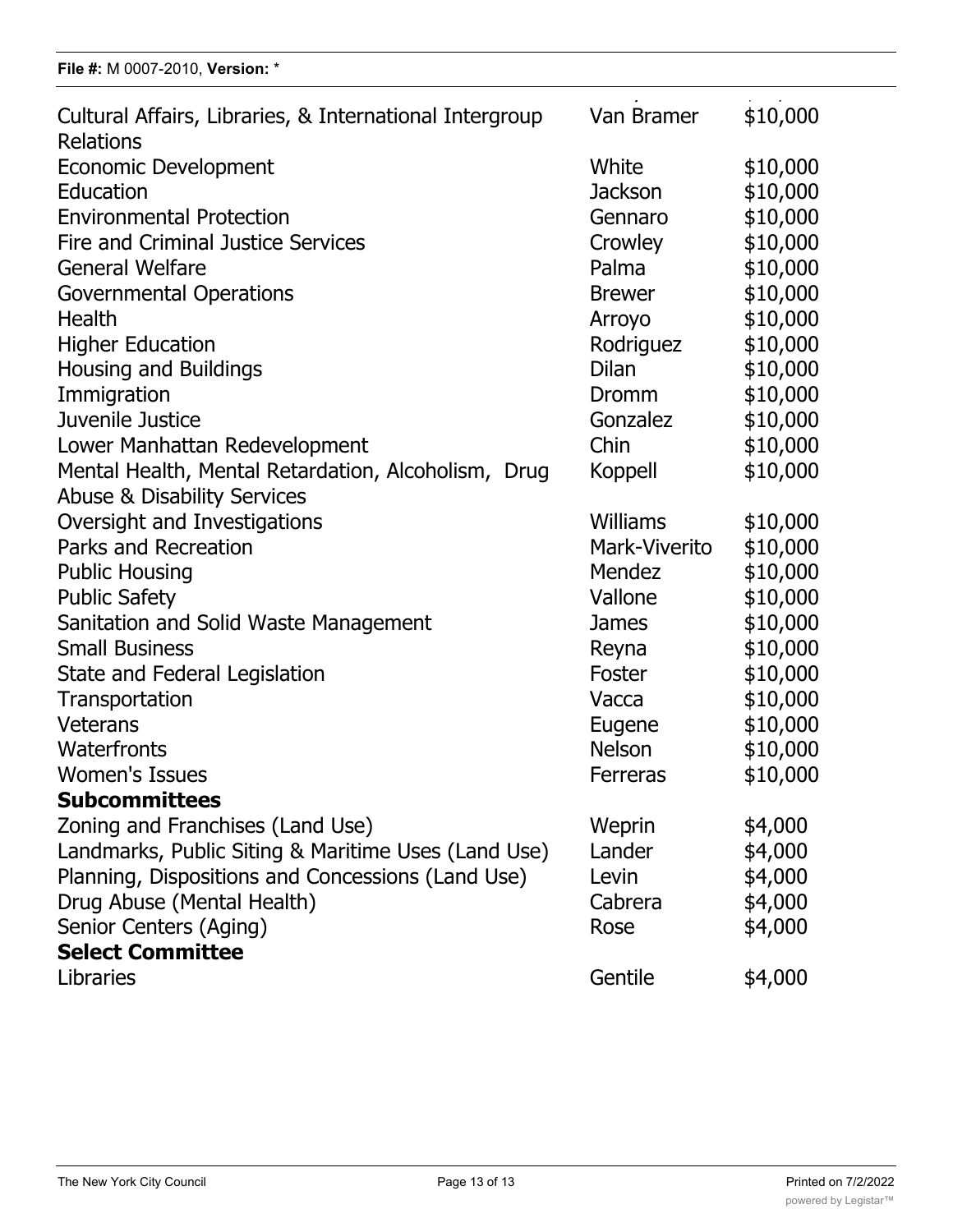| | | |
|---|---|---|
| Cultural Affairs, Libraries, & International Intergroup Relations | Van Bramer | $10,000 |
| Economic Development | White | $10,000 |
| Education | Jackson | $10,000 |
| Environmental Protection | Gennaro | $10,000 |
| Fire and Criminal Justice Services | Crowley | $10,000 |
| General Welfare | Palma | $10,000 |
| Governmental Operations | Brewer | $10,000 |
| Health | Arroyo | $10,000 |
| Higher Education | Rodriguez | $10,000 |
| Housing and Buildings | Dilan | $10,000 |
| Immigration | Dromm | $10,000 |
| Juvenile Justice | Gonzalez | $10,000 |
| Lower Manhattan Redevelopment | Chin | $10,000 |
| Mental Health, Mental Retardation, Alcoholism, Drug Abuse & Disability Services | Koppell | $10,000 |
| Oversight and Investigations | Williams | $10,000 |
| Parks and Recreation | Mark-Viverito | $10,000 |
| Public Housing | Mendez | $10,000 |
| Public Safety | Vallone | $10,000 |
| Sanitation and Solid Waste Management | James | $10,000 |
| Small Business | Reyna | $10,000 |
| State and Federal Legislation | Foster | $10,000 |
| Transportation | Vacca | $10,000 |
| Veterans | Eugene | $10,000 |
| Waterfronts | Nelson | $10,000 |
| Women's Issues | Ferreras | $10,000 |
| **Subcommittees** | | |
| Zoning and Franchises (Land Use) | Weprin | $4,000 |
| Landmarks, Public Siting & Maritime Uses (Land Use) | Lander | $4,000 |
| Planning, Dispositions and Concessions (Land Use) | Levin | $4,000 |
| Drug Abuse (Mental Health) | Cabrera | $4,000 |
| Senior Centers (Aging) | Rose | $4,000 |
| **Select Committee** | | |
| Libraries | Gentile | $4,000 |